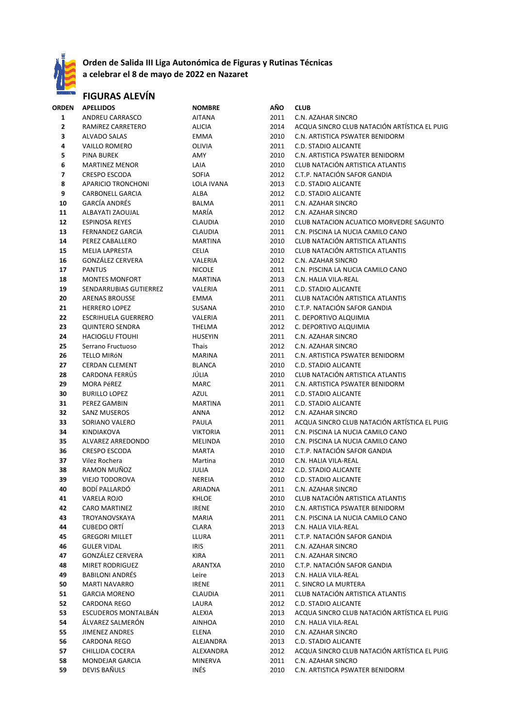# Orden de Salida III Liga Autonómica de Figuras y Rutinas Técnicas a celebrar el 8 de mayo de 2022 en Nazaret

## FIGURAS ALEVÍN

| ORDEN | APELLIDOS | NOMBRE | AÑO | CLUB |
|---|---|---|---|---|
| 1 | ANDREU CARRASCO | AITANA | 2011 | C.N. AZAHAR SINCRO |
| 2 | RAMíREZ CARRETERO | ALICIA | 2014 | ACQUA SINCRO CLUB NATACIÓN ARTÍSTICA EL PUIG |
| 3 | ALVADO SALAS | EMMA | 2010 | C.N. ARTISTICA PSWATER BENIDORM |
| 4 | VAILLO ROMERO | OLIVIA | 2011 | C.D. STADIO ALICANTE |
| 5 | PINA BUREK | AMY | 2010 | C.N. ARTISTICA PSWATER BENIDORM |
| 6 | MARTINEZ MENOR | LAIA | 2010 | CLUB NATACIÓN ARTISTICA ATLANTIS |
| 7 | CRESPO ESCODA | SOFIA | 2012 | C.T.P. NATACIÓN SAFOR GANDIA |
| 8 | APARICIO TRONCHONI | LOLA IVANA | 2013 | C.D. STADIO ALICANTE |
| 9 | CARBONELL GARCIA | ALBA | 2012 | C.D. STADIO ALICANTE |
| 10 | GARCÍA ANDRÉS | BALMA | 2011 | C.N. AZAHAR SINCRO |
| 11 | ALBAYATI ZAOUJAL | MARÍA | 2012 | C.N. AZAHAR SINCRO |
| 12 | ESPINOSA REYES | CLAUDIA | 2010 | CLUB NATACION ACUATICO MORVEDRE SAGUNTO |
| 13 | FERNANDEZ GARCíA | CLAUDIA | 2011 | C.N. PISCINA LA NUCIA CAMILO CANO |
| 14 | PEREZ CABALLERO | MARTINA | 2010 | CLUB NATACIÓN ARTISTICA ATLANTIS |
| 15 | MELIA LAPRESTA | CELIA | 2010 | CLUB NATACIÓN ARTISTICA ATLANTIS |
| 16 | GONZÁLEZ CERVERA | VALERIA | 2012 | C.N. AZAHAR SINCRO |
| 17 | PANTUS | NICOLE | 2011 | C.N. PISCINA LA NUCIA CAMILO CANO |
| 18 | MONTES MONFORT | MARTINA | 2013 | C.N. HALIA VILA-REAL |
| 19 | SENDARRUBIAS GUTIERREZ | VALERIA | 2011 | C.D. STADIO ALICANTE |
| 20 | ARENAS BROUSSE | EMMA | 2011 | CLUB NATACIÓN ARTISTICA ATLANTIS |
| 21 | HERRERO LOPEZ | SUSANA | 2010 | C.T.P. NATACIÓN SAFOR GANDIA |
| 22 | ESCRIHUELA GUERRERO | VALERIA | 2011 | C. DEPORTIVO ALQUIMIA |
| 23 | QUINTERO SENDRA | THELMA | 2012 | C. DEPORTIVO ALQUIMIA |
| 24 | HACIOGLU FTOUHI | HUSEYIN | 2011 | C.N. AZAHAR SINCRO |
| 25 | Serrano Fructuoso | Thais | 2012 | C.N. AZAHAR SINCRO |
| 26 | TELLO MIRóN | MARINA | 2011 | C.N. ARTISTICA PSWATER BENIDORM |
| 27 | CERDAN CLEMENT | BLANCA | 2010 | C.D. STADIO ALICANTE |
| 28 | CARDONA FERRÚS | JÚLIA | 2010 | CLUB NATACIÓN ARTISTICA ATLANTIS |
| 29 | MORA PéREZ | MARC | 2011 | C.N. ARTISTICA PSWATER BENIDORM |
| 30 | BURILLO LOPEZ | AZUL | 2011 | C.D. STADIO ALICANTE |
| 31 | PEREZ GAMBIN | MARTINA | 2011 | C.D. STADIO ALICANTE |
| 32 | SANZ MUSEROS | ANNA | 2012 | C.N. AZAHAR SINCRO |
| 33 | SORIANO VALERO | PAULA | 2011 | ACQUA SINCRO CLUB NATACIÓN ARTÍSTICA EL PUIG |
| 34 | KINDIAKOVA | VIKTORIA | 2011 | C.N. PISCINA LA NUCIA CAMILO CANO |
| 35 | ALVAREZ ARREDONDO | MELINDA | 2010 | C.N. PISCINA LA NUCIA CAMILO CANO |
| 36 | CRESPO ESCODA | MARTA | 2010 | C.T.P. NATACIÓN SAFOR GANDIA |
| 37 | Vilez Rochera | Martina | 2010 | C.N. HALIA VILA-REAL |
| 38 | RAMON MUÑOZ | JULIA | 2012 | C.D. STADIO ALICANTE |
| 39 | VIEJO TODOROVA | NEREIA | 2010 | C.D. STADIO ALICANTE |
| 40 | BODÍ PALLARDÓ | ARIADNA | 2011 | C.N. AZAHAR SINCRO |
| 41 | VARELA ROJO | KHLOE | 2010 | CLUB NATACIÓN ARTISTICA ATLANTIS |
| 42 | CARO MARTINEZ | IRENE | 2010 | C.N. ARTISTICA PSWATER BENIDORM |
| 43 | TROYANOVSKAYA | MARIA | 2011 | C.N. PISCINA LA NUCIA CAMILO CANO |
| 44 | CUBEDO ORTÍ | CLARA | 2013 | C.N. HALIA VILA-REAL |
| 45 | GREGORI MILLET | LLURA | 2011 | C.T.P. NATACIÓN SAFOR GANDIA |
| 46 | GULER VIDAL | IRIS | 2011 | C.N. AZAHAR SINCRO |
| 47 | GONZÁLEZ CERVERA | KIRA | 2011 | C.N. AZAHAR SINCRO |
| 48 | MIRET RODRIGUEZ | ARANTXA | 2010 | C.T.P. NATACIÓN SAFOR GANDIA |
| 49 | BABILONI ANDRÉS | Leire | 2013 | C.N. HALIA VILA-REAL |
| 50 | MARTI NAVARRO | IRENE | 2011 | C. SINCRO LA MURTERA |
| 51 | GARCIA MORENO | CLAUDIA | 2011 | CLUB NATACIÓN ARTISTICA ATLANTIS |
| 52 | CARDONA REGO | LAURA | 2012 | C.D. STADIO ALICANTE |
| 53 | ESCUDEROS MONTALBÁN | ALEXIA | 2013 | ACQUA SINCRO CLUB NATACIÓN ARTÍSTICA EL PUIG |
| 54 | ÁLVAREZ SALMERÓN | AINHOA | 2010 | C.N. HALIA VILA-REAL |
| 55 | JIMENEZ ANDRES | ELENA | 2010 | C.N. AZAHAR SINCRO |
| 56 | CARDONA REGO | ALEJANDRA | 2013 | C.D. STADIO ALICANTE |
| 57 | CHILLIDA COCERA | ALEXANDRA | 2012 | ACQUA SINCRO CLUB NATACIÓN ARTÍSTICA EL PUIG |
| 58 | MONDEJAR GARCIA | MINERVA | 2011 | C.N. AZAHAR SINCRO |
| 59 | DEVIS BAÑULS | INÉS | 2010 | C.N. ARTISTICA PSWATER BENIDORM |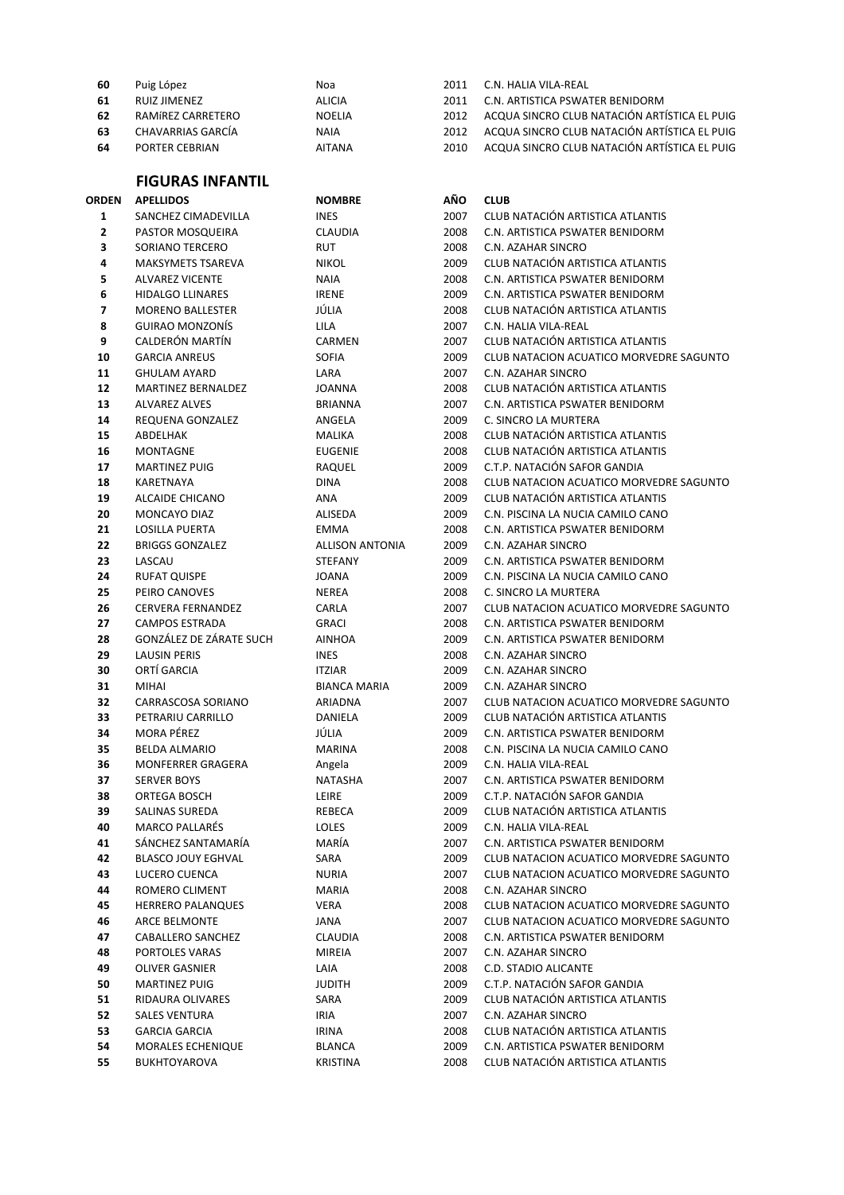| | | | | |
|---|---|---|---|---|
| 60 | Puig López | Noa | 2011 | C.N. HALIA VILA-REAL |
| 61 | RUIZ JIMENEZ | ALICIA | 2011 | C.N. ARTISTICA PSWATER BENIDORM |
| 62 | RAMíREZ CARRETERO | NOELIA | 2012 | ACQUA SINCRO CLUB NATACIÓN ARTÍSTICA EL PUIG |
| 63 | CHAVARRIAS GARCÍA | NAIA | 2012 | ACQUA SINCRO CLUB NATACIÓN ARTÍSTICA EL PUIG |
| 64 | PORTER CEBRIAN | AITANA | 2010 | ACQUA SINCRO CLUB NATACIÓN ARTÍSTICA EL PUIG |

## FIGURAS INFANTIL

| ORDEN | APELLIDOS | NOMBRE | AÑO | CLUB |
|---|---|---|---|---|
| 1 | SANCHEZ CIMADEVILLA | INES | 2007 | CLUB NATACIÓN ARTISTICA ATLANTIS |
| 2 | PASTOR MOSQUEIRA | CLAUDIA | 2008 | C.N. ARTISTICA PSWATER BENIDORM |
| 3 | SORIANO TERCERO | RUT | 2008 | C.N. AZAHAR SINCRO |
| 4 | MAKSYMETS TSAREVA | NIKOL | 2009 | CLUB NATACIÓN ARTISTICA ATLANTIS |
| 5 | ALVAREZ VICENTE | NAIA | 2008 | C.N. ARTISTICA PSWATER BENIDORM |
| 6 | HIDALGO LLINARES | IRENE | 2009 | C.N. ARTISTICA PSWATER BENIDORM |
| 7 | MORENO BALLESTER | JÚLIA | 2008 | CLUB NATACIÓN ARTISTICA ATLANTIS |
| 8 | GUIRAO MONZONÍS | LILA | 2007 | C.N. HALIA VILA-REAL |
| 9 | CALDERÓN MARTÍN | CARMEN | 2007 | CLUB NATACIÓN ARTISTICA ATLANTIS |
| 10 | GARCIA ANREUS | SOFIA | 2009 | CLUB NATACION ACUATICO MORVEDRE SAGUNTO |
| 11 | GHULAM AYARD | LARA | 2007 | C.N. AZAHAR SINCRO |
| 12 | MARTINEZ BERNALDEZ | JOANNA | 2008 | CLUB NATACIÓN ARTISTICA ATLANTIS |
| 13 | ALVAREZ ALVES | BRIANNA | 2007 | C.N. ARTISTICA PSWATER BENIDORM |
| 14 | REQUENA GONZALEZ | ANGELA | 2009 | C. SINCRO LA MURTERA |
| 15 | ABDELHAK | MALIKA | 2008 | CLUB NATACIÓN ARTISTICA ATLANTIS |
| 16 | MONTAGNE | EUGENIE | 2008 | CLUB NATACIÓN ARTISTICA ATLANTIS |
| 17 | MARTINEZ PUIG | RAQUEL | 2009 | C.T.P. NATACIÓN SAFOR GANDIA |
| 18 | KARETNAYA | DINA | 2008 | CLUB NATACION ACUATICO MORVEDRE SAGUNTO |
| 19 | ALCAIDE CHICANO | ANA | 2009 | CLUB NATACIÓN ARTISTICA ATLANTIS |
| 20 | MONCAYO DIAZ | ALISEDA | 2009 | C.N. PISCINA LA NUCIA CAMILO CANO |
| 21 | LOSILLA PUERTA | EMMA | 2008 | C.N. ARTISTICA PSWATER BENIDORM |
| 22 | BRIGGS GONZALEZ | ALLISON ANTONIA | 2009 | C.N. AZAHAR SINCRO |
| 23 | LASCAU | STEFANY | 2009 | C.N. ARTISTICA PSWATER BENIDORM |
| 24 | RUFAT QUISPE | JOANA | 2009 | C.N. PISCINA LA NUCIA CAMILO CANO |
| 25 | PEIRO CANOVES | NEREA | 2008 | C. SINCRO LA MURTERA |
| 26 | CERVERA FERNANDEZ | CARLA | 2007 | CLUB NATACION ACUATICO MORVEDRE SAGUNTO |
| 27 | CAMPOS ESTRADA | GRACI | 2008 | C.N. ARTISTICA PSWATER BENIDORM |
| 28 | GONZÁLEZ DE ZÁRATE SUCH | AINHOA | 2009 | C.N. ARTISTICA PSWATER BENIDORM |
| 29 | LAUSIN PERIS | INES | 2008 | C.N. AZAHAR SINCRO |
| 30 | ORTÍ GARCIA | ITZIAR | 2009 | C.N. AZAHAR SINCRO |
| 31 | MIHAI | BIANCA MARIA | 2009 | C.N. AZAHAR SINCRO |
| 32 | CARRASCOSA SORIANO | ARIADNA | 2007 | CLUB NATACION ACUATICO MORVEDRE SAGUNTO |
| 33 | PETRARIU CARRILLO | DANIELA | 2009 | CLUB NATACIÓN ARTISTICA ATLANTIS |
| 34 | MORA PÉREZ | JÚLIA | 2009 | C.N. ARTISTICA PSWATER BENIDORM |
| 35 | BELDA ALMARIO | MARINA | 2008 | C.N. PISCINA LA NUCIA CAMILO CANO |
| 36 | MONFERRER GRAGERA | Angela | 2009 | C.N. HALIA VILA-REAL |
| 37 | SERVER BOYS | NATASHA | 2007 | C.N. ARTISTICA PSWATER BENIDORM |
| 38 | ORTEGA BOSCH | LEIRE | 2009 | C.T.P. NATACIÓN SAFOR GANDIA |
| 39 | SALINAS SUREDA | REBECA | 2009 | CLUB NATACIÓN ARTISTICA ATLANTIS |
| 40 | MARCO PALLARÉS | LOLES | 2009 | C.N. HALIA VILA-REAL |
| 41 | SÁNCHEZ SANTAMARÍA | MARÍA | 2007 | C.N. ARTISTICA PSWATER BENIDORM |
| 42 | BLASCO JOUY EGHVAL | SARA | 2009 | CLUB NATACION ACUATICO MORVEDRE SAGUNTO |
| 43 | LUCERO CUENCA | NURIA | 2007 | CLUB NATACION ACUATICO MORVEDRE SAGUNTO |
| 44 | ROMERO CLIMENT | MARIA | 2008 | C.N. AZAHAR SINCRO |
| 45 | HERRERO PALANQUES | VERA | 2008 | CLUB NATACION ACUATICO MORVEDRE SAGUNTO |
| 46 | ARCE BELMONTE | JANA | 2007 | CLUB NATACION ACUATICO MORVEDRE SAGUNTO |
| 47 | CABALLERO SANCHEZ | CLAUDIA | 2008 | C.N. ARTISTICA PSWATER BENIDORM |
| 48 | PORTOLES VARAS | MIREIA | 2007 | C.N. AZAHAR SINCRO |
| 49 | OLIVER GASNIER | LAIA | 2008 | C.D. STADIO ALICANTE |
| 50 | MARTINEZ PUIG | JUDITH | 2009 | C.T.P. NATACIÓN SAFOR GANDIA |
| 51 | RIDAURA OLIVARES | SARA | 2009 | CLUB NATACIÓN ARTISTICA ATLANTIS |
| 52 | SALES VENTURA | IRIA | 2007 | C.N. AZAHAR SINCRO |
| 53 | GARCIA GARCIA | IRINA | 2008 | CLUB NATACIÓN ARTISTICA ATLANTIS |
| 54 | MORALES ECHENIQUE | BLANCA | 2009 | C.N. ARTISTICA PSWATER BENIDORM |
| 55 | BUKHTOYAROVA | KRISTINA | 2008 | CLUB NATACIÓN ARTISTICA ATLANTIS |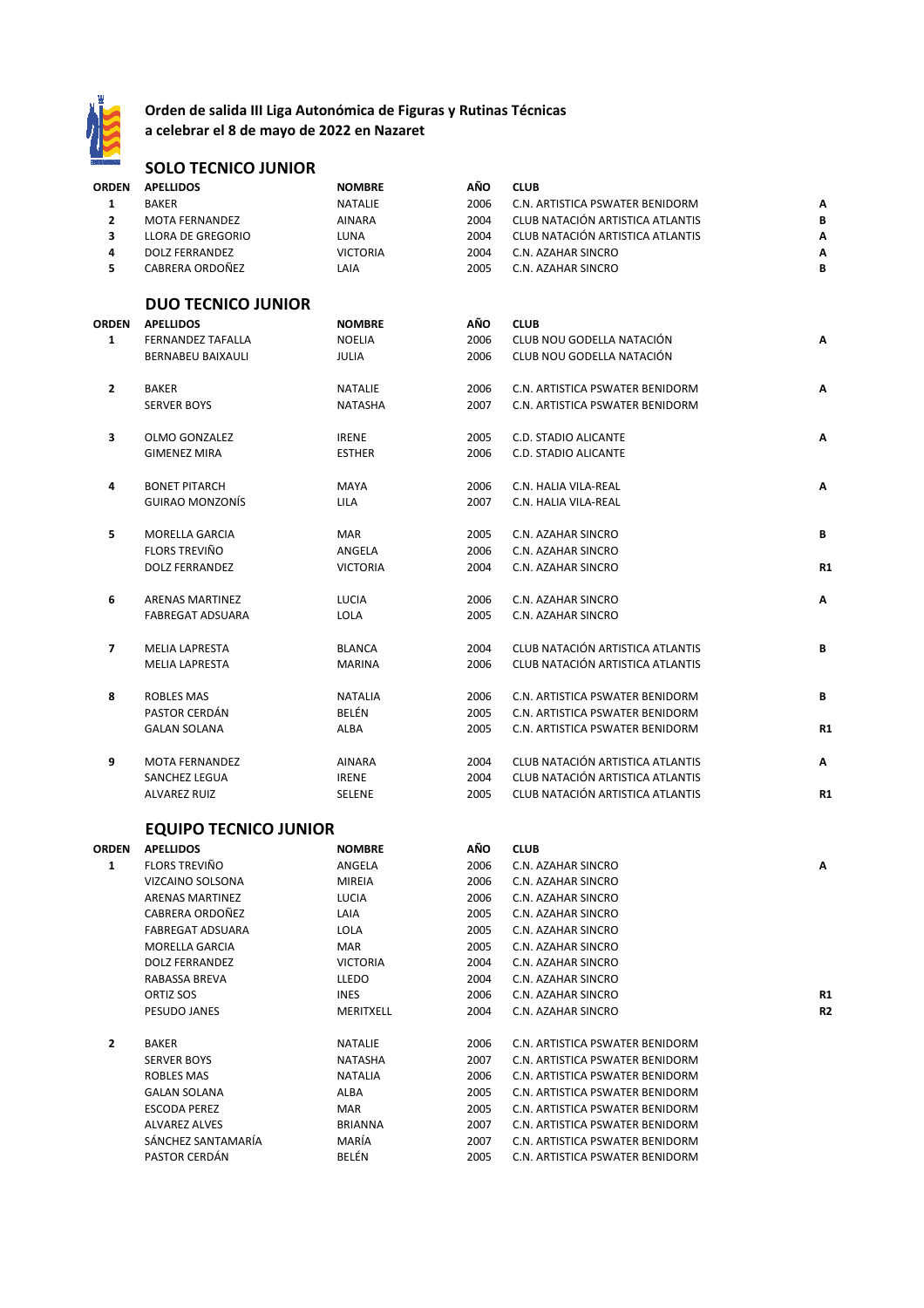**Orden de salida III Liga Autonómica de Figuras y Rutinas Técnicas**
**a celebrar el 8 de mayo de 2022 en Nazaret**

## SOLO TECNICO JUNIOR

| ORDEN | APELLIDOS | NOMBRE | AÑO | CLUB | |
|---|---|---|---|---|---|
| 1 | BAKER | NATALIE | 2006 | C.N. ARTISTICA PSWATER BENIDORM | A |
| 2 | MOTA FERNANDEZ | AINARA | 2004 | CLUB NATACIÓN ARTISTICA ATLANTIS | B |
| 3 | LLORA DE GREGORIO | LUNA | 2004 | CLUB NATACIÓN ARTISTICA ATLANTIS | A |
| 4 | DOLZ FERRANDEZ | VICTORIA | 2004 | C.N. AZAHAR SINCRO | A |
| 5 | CABRERA ORDOÑEZ | LAIA | 2005 | C.N. AZAHAR SINCRO | B |

## DUO TECNICO JUNIOR

| ORDEN | APELLIDOS | NOMBRE | AÑO | CLUB | |
|---|---|---|---|---|---|
| 1 | FERNANDEZ TAFALLA | NOELIA | 2006 | CLUB NOU GODELLA NATACIÓN | A |
| | BERNABEU BAIXAULI | JULIA | 2006 | CLUB NOU GODELLA NATACIÓN | |
| 2 | BAKER | NATALIE | 2006 | C.N. ARTISTICA PSWATER BENIDORM | A |
| | SERVER BOYS | NATASHA | 2007 | C.N. ARTISTICA PSWATER BENIDORM | |
| 3 | OLMO GONZALEZ | IRENE | 2005 | C.D. STADIO ALICANTE | A |
| | GIMENEZ MIRA | ESTHER | 2006 | C.D. STADIO ALICANTE | |
| 4 | BONET PITARCH | MAYA | 2006 | C.N. HALIA VILA-REAL | A |
| | GUIRAO MONZONÍS | LILA | 2007 | C.N. HALIA VILA-REAL | |
| 5 | MORELLA GARCIA | MAR | 2005 | C.N. AZAHAR SINCRO | B |
| | FLORS TREVIÑO | ANGELA | 2006 | C.N. AZAHAR SINCRO | |
| | DOLZ FERRANDEZ | VICTORIA | 2004 | C.N. AZAHAR SINCRO | R1 |
| 6 | ARENAS MARTINEZ | LUCIA | 2006 | C.N. AZAHAR SINCRO | A |
| | FABREGAT ADSUARA | LOLA | 2005 | C.N. AZAHAR SINCRO | |
| 7 | MELIA LAPRESTA | BLANCA | 2004 | CLUB NATACIÓN ARTISTICA ATLANTIS | B |
| | MELIA LAPRESTA | MARINA | 2006 | CLUB NATACIÓN ARTISTICA ATLANTIS | |
| 8 | ROBLES MAS | NATALIA | 2006 | C.N. ARTISTICA PSWATER BENIDORM | B |
| | PASTOR CERDÁN | BELÉN | 2005 | C.N. ARTISTICA PSWATER BENIDORM | |
| | GALAN SOLANA | ALBA | 2005 | C.N. ARTISTICA PSWATER BENIDORM | R1 |
| 9 | MOTA FERNANDEZ | AINARA | 2004 | CLUB NATACIÓN ARTISTICA ATLANTIS | A |
| | SANCHEZ LEGUA | IRENE | 2004 | CLUB NATACIÓN ARTISTICA ATLANTIS | |
| | ALVAREZ RUIZ | SELENE | 2005 | CLUB NATACIÓN ARTISTICA ATLANTIS | R1 |

## EQUIPO TECNICO JUNIOR

| ORDEN | APELLIDOS | NOMBRE | AÑO | CLUB | |
|---|---|---|---|---|---|
| 1 | FLORS TREVIÑO | ANGELA | 2006 | C.N. AZAHAR SINCRO | A |
| | VIZCAINO SOLSONA | MIREIA | 2006 | C.N. AZAHAR SINCRO | |
| | ARENAS MARTINEZ | LUCIA | 2006 | C.N. AZAHAR SINCRO | |
| | CABRERA ORDOÑEZ | LAIA | 2005 | C.N. AZAHAR SINCRO | |
| | FABREGAT ADSUARA | LOLA | 2005 | C.N. AZAHAR SINCRO | |
| | MORELLA GARCIA | MAR | 2005 | C.N. AZAHAR SINCRO | |
| | DOLZ FERRANDEZ | VICTORIA | 2004 | C.N. AZAHAR SINCRO | |
| | RABASSA BREVA | LLEDO | 2004 | C.N. AZAHAR SINCRO | |
| | ORTIZ SOS | INES | 2006 | C.N. AZAHAR SINCRO | R1 |
| | PESUDO JANES | MERITXELL | 2004 | C.N. AZAHAR SINCRO | R2 |
| 2 | BAKER | NATALIE | 2006 | C.N. ARTISTICA PSWATER BENIDORM | |
| | SERVER BOYS | NATASHA | 2007 | C.N. ARTISTICA PSWATER BENIDORM | |
| | ROBLES MAS | NATALIA | 2006 | C.N. ARTISTICA PSWATER BENIDORM | |
| | GALAN SOLANA | ALBA | 2005 | C.N. ARTISTICA PSWATER BENIDORM | |
| | ESCODA PEREZ | MAR | 2005 | C.N. ARTISTICA PSWATER BENIDORM | |
| | ALVAREZ ALVES | BRIANNA | 2007 | C.N. ARTISTICA PSWATER BENIDORM | |
| | SÁNCHEZ SANTAMARÍA | MARÍA | 2007 | C.N. ARTISTICA PSWATER BENIDORM | |
| | PASTOR CERDÁN | BELÉN | 2005 | C.N. ARTISTICA PSWATER BENIDORM | |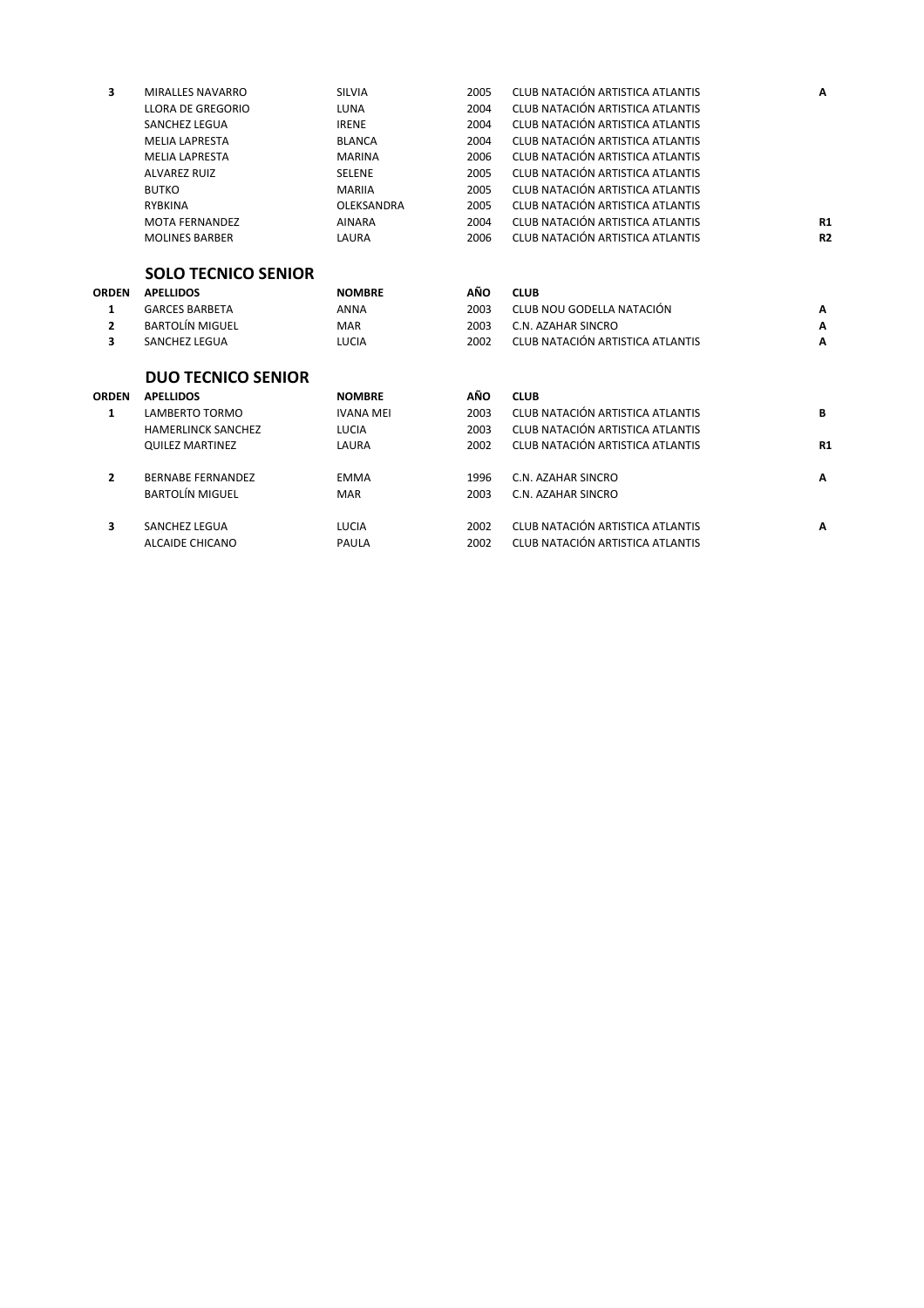| | | | | | |
|---|---|---|---|---|---|
| **3** | MIRALLES NAVARRO | SILVIA | 2005 | CLUB NATACIÓN ARTISTICA ATLANTIS | **A** |
| | LLORA DE GREGORIO | LUNA | 2004 | CLUB NATACIÓN ARTISTICA ATLANTIS | |
| | SANCHEZ LEGUA | IRENE | 2004 | CLUB NATACIÓN ARTISTICA ATLANTIS | |
| | MELIA LAPRESTA | BLANCA | 2004 | CLUB NATACIÓN ARTISTICA ATLANTIS | |
| | MELIA LAPRESTA | MARINA | 2006 | CLUB NATACIÓN ARTISTICA ATLANTIS | |
| | ALVAREZ RUIZ | SELENE | 2005 | CLUB NATACIÓN ARTISTICA ATLANTIS | |
| | BUTKO | MARIIA | 2005 | CLUB NATACIÓN ARTISTICA ATLANTIS | |
| | RYBKINA | OLEKSANDRA | 2005 | CLUB NATACIÓN ARTISTICA ATLANTIS | |
| | MOTA FERNANDEZ | AINARA | 2004 | CLUB NATACIÓN ARTISTICA ATLANTIS | **R1** |
| | MOLINES BARBER | LAURA | 2006 | CLUB NATACIÓN ARTISTICA ATLANTIS | **R2** |

## SOLO TECNICO SENIOR

| ORDEN | APELLIDOS | NOMBRE | AÑO | CLUB | |
|---|---|---|---|---|---|
| **1** | GARCES BARBETA | ANNA | 2003 | CLUB NOU GODELLA NATACIÓN | **A** |
| **2** | BARTOLÍN MIGUEL | MAR | 2003 | C.N. AZAHAR SINCRO | **A** |
| **3** | SANCHEZ LEGUA | LUCIA | 2002 | CLUB NATACIÓN ARTISTICA ATLANTIS | **A** |

## DUO TECNICO SENIOR

| ORDEN | APELLIDOS | NOMBRE | AÑO | CLUB | |
|---|---|---|---|---|---|
| **1** | LAMBERTO TORMO | IVANA MEI | 2003 | CLUB NATACIÓN ARTISTICA ATLANTIS | **B** |
| | HAMERLINCK SANCHEZ | LUCIA | 2003 | CLUB NATACIÓN ARTISTICA ATLANTIS | |
| | QUILEZ MARTINEZ | LAURA | 2002 | CLUB NATACIÓN ARTISTICA ATLANTIS | **R1** |
| **2** | BERNABE FERNANDEZ | EMMA | 1996 | C.N. AZAHAR SINCRO | **A** |
| | BARTOLÍN MIGUEL | MAR | 2003 | C.N. AZAHAR SINCRO | |
| **3** | SANCHEZ LEGUA | LUCIA | 2002 | CLUB NATACIÓN ARTISTICA ATLANTIS | **A** |
| | ALCAIDE CHICANO | PAULA | 2002 | CLUB NATACIÓN ARTISTICA ATLANTIS | |